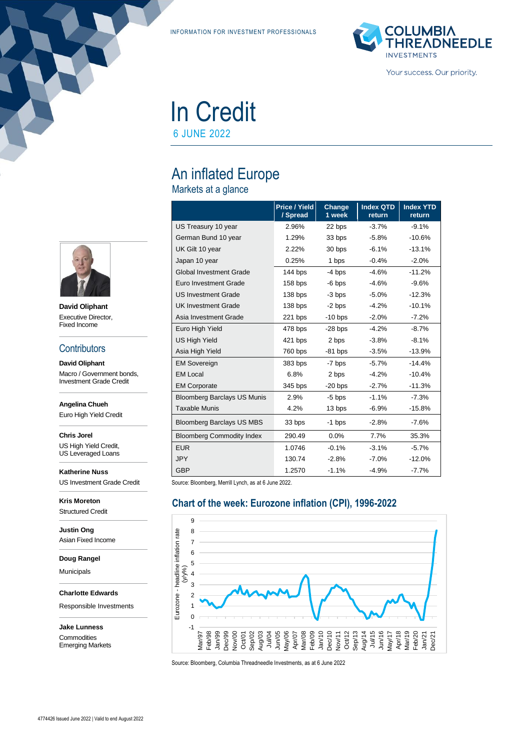INFORMATION FOR INVESTMENT PROFESSIONALS

# In Credit

6 JUNE 2022

## An inflated Europe

### Markets at a glance

| | Price / Yield / Spread | Change 1 week | Index QTD return | Index YTD return |
|---|---|---|---|---|
| US Treasury 10 year | 2.96% | 22 bps | -3.7% | -9.1% |
| German Bund 10 year | 1.29% | 33 bps | -5.8% | -10.6% |
| UK Gilt 10 year | 2.22% | 30 bps | -6.1% | -13.1% |
| Japan 10 year | 0.25% | 1 bps | -0.4% | -2.0% |
| Global Investment Grade | 144 bps | -4 bps | -4.6% | -11.2% |
| Euro Investment Grade | 158 bps | -6 bps | -4.6% | -9.6% |
| US Investment Grade | 138 bps | -3 bps | -5.0% | -12.3% |
| UK Investment Grade | 138 bps | -2 bps | -4.2% | -10.1% |
| Asia Investment Grade | 221 bps | -10 bps | -2.0% | -7.2% |
| Euro High Yield | 478 bps | -28 bps | -4.2% | -8.7% |
| US High Yield | 421 bps | 2 bps | -3.8% | -8.1% |
| Asia High Yield | 760 bps | -81 bps | -3.5% | -13.9% |
| EM Sovereign | 383 bps | -7 bps | -5.7% | -14.4% |
| EM Local | 6.8% | 2 bps | -4.2% | -10.4% |
| EM Corporate | 345 bps | -20 bps | -2.7% | -11.3% |
| Bloomberg Barclays US Munis | 2.9% | -5 bps | -1.1% | -7.3% |
| Taxable Munis | 4.2% | 13 bps | -6.9% | -15.8% |
| Bloomberg Barclays US MBS | 33 bps | -1 bps | -2.8% | -7.6% |
| Bloomberg Commodity Index | 290.49 | 0.0% | 7.7% | 35.3% |
| EUR | 1.0746 | -0.1% | -3.1% | -5.7% |
| JPY | 130.74 | -2.8% | -7.0% | -12.0% |
| GBP | 1.2570 | -1.1% | -4.9% | -7.7% |

Source: Bloomberg, Merrill Lynch, as at 6 June 2022.

### Chart of the week: Eurozone inflation (CPI), 1996-2022

Source: Bloomberg, Columbia Threadneedle Investments, as at 6 June 2022

**David Oliphant**
Executive Director,
Fixed Income

## Contributors

**David Oliphant**
Macro / Government bonds,
Investment Grade Credit

**Angelina Chueh**
Euro High Yield Credit

**Chris Jorel**
US High Yield Credit,
US Leveraged Loans

**Katherine Nuss**
US Investment Grade Credit

**Kris Moreton**
Structured Credit

**Justin Ong**
Asian Fixed Income

**Doug Rangel**
Municipals

**Charlotte Edwards**
Responsible Investments

**Jake Lunness**
Commodities
Emerging Markets

4774426 Issued June 2022 | Valid to end August 2022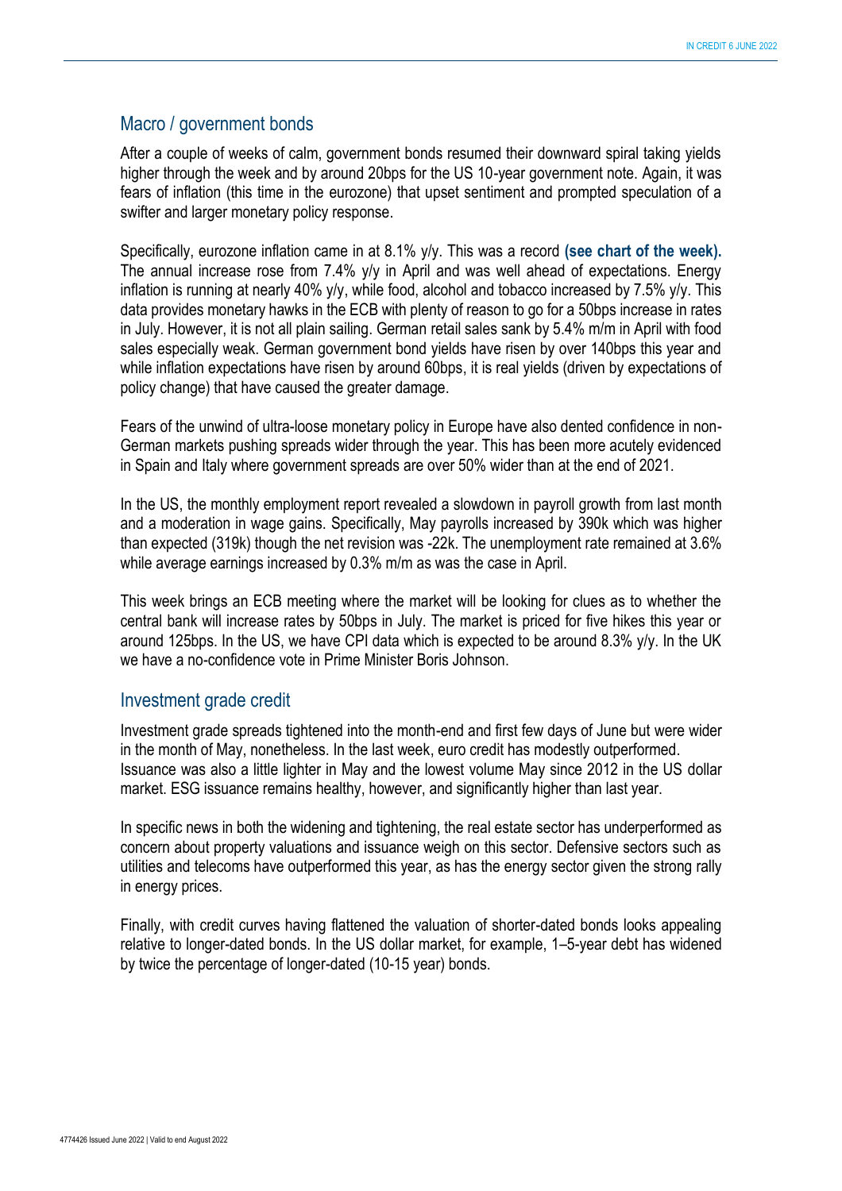## Macro / government bonds

After a couple of weeks of calm, government bonds resumed their downward spiral taking yields higher through the week and by around 20bps for the US 10-year government note. Again, it was fears of inflation (this time in the eurozone) that upset sentiment and prompted speculation of a swifter and larger monetary policy response.

Specifically, eurozone inflation came in at 8.1% y/y. This was a record **(see chart of the week).** The annual increase rose from 7.4% y/y in April and was well ahead of expectations. Energy inflation is running at nearly 40% y/y, while food, alcohol and tobacco increased by 7.5% y/y. This data provides monetary hawks in the ECB with plenty of reason to go for a 50bps increase in rates in July. However, it is not all plain sailing. German retail sales sank by 5.4% m/m in April with food sales especially weak. German government bond yields have risen by over 140bps this year and while inflation expectations have risen by around 60bps, it is real yields (driven by expectations of policy change) that have caused the greater damage.

Fears of the unwind of ultra-loose monetary policy in Europe have also dented confidence in non-German markets pushing spreads wider through the year. This has been more acutely evidenced in Spain and Italy where government spreads are over 50% wider than at the end of 2021.

In the US, the monthly employment report revealed a slowdown in payroll growth from last month and a moderation in wage gains. Specifically, May payrolls increased by 390k which was higher than expected (319k) though the net revision was -22k. The unemployment rate remained at 3.6% while average earnings increased by 0.3% m/m as was the case in April.

This week brings an ECB meeting where the market will be looking for clues as to whether the central bank will increase rates by 50bps in July. The market is priced for five hikes this year or around 125bps. In the US, we have CPI data which is expected to be around 8.3% y/y. In the UK we have a no-confidence vote in Prime Minister Boris Johnson.

## Investment grade credit

Investment grade spreads tightened into the month-end and first few days of June but were wider in the month of May, nonetheless. In the last week, euro credit has modestly outperformed. Issuance was also a little lighter in May and the lowest volume May since 2012 in the US dollar market. ESG issuance remains healthy, however, and significantly higher than last year.

In specific news in both the widening and tightening, the real estate sector has underperformed as concern about property valuations and issuance weigh on this sector. Defensive sectors such as utilities and telecoms have outperformed this year, as has the energy sector given the strong rally in energy prices.

Finally, with credit curves having flattened the valuation of shorter-dated bonds looks appealing relative to longer-dated bonds. In the US dollar market, for example, 1–5-year debt has widened by twice the percentage of longer-dated (10-15 year) bonds.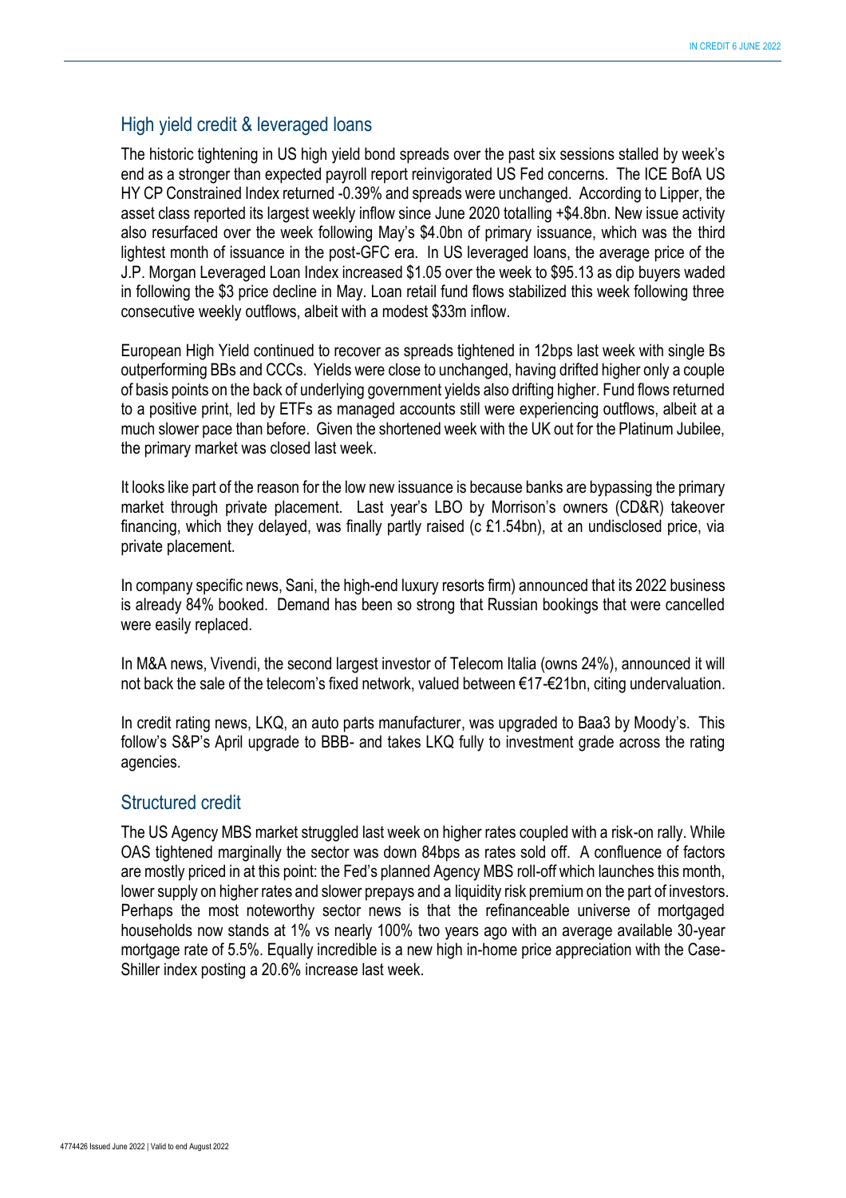## High yield credit & leveraged loans

The historic tightening in US high yield bond spreads over the past six sessions stalled by week's end as a stronger than expected payroll report reinvigorated US Fed concerns. The ICE BofA US HY CP Constrained Index returned -0.39% and spreads were unchanged. According to Lipper, the asset class reported its largest weekly inflow since June 2020 totalling +$4.8bn. New issue activity also resurfaced over the week following May's $4.0bn of primary issuance, which was the third lightest month of issuance in the post-GFC era. In US leveraged loans, the average price of the J.P. Morgan Leveraged Loan Index increased $1.05 over the week to $95.13 as dip buyers waded in following the $3 price decline in May. Loan retail fund flows stabilized this week following three consecutive weekly outflows, albeit with a modest $33m inflow.

European High Yield continued to recover as spreads tightened in 12bps last week with single Bs outperforming BBs and CCCs. Yields were close to unchanged, having drifted higher only a couple of basis points on the back of underlying government yields also drifting higher. Fund flows returned to a positive print, led by ETFs as managed accounts still were experiencing outflows, albeit at a much slower pace than before. Given the shortened week with the UK out for the Platinum Jubilee, the primary market was closed last week.

It looks like part of the reason for the low new issuance is because banks are bypassing the primary market through private placement. Last year's LBO by Morrison's owners (CD&R) takeover financing, which they delayed, was finally partly raised (c £1.54bn), at an undisclosed price, via private placement.

In company specific news, Sani, the high-end luxury resorts firm) announced that its 2022 business is already 84% booked. Demand has been so strong that Russian bookings that were cancelled were easily replaced.

In M&A news, Vivendi, the second largest investor of Telecom Italia (owns 24%), announced it will not back the sale of the telecom's fixed network, valued between €17-€21bn, citing undervaluation.

In credit rating news, LKQ, an auto parts manufacturer, was upgraded to Baa3 by Moody's. This follow's S&P's April upgrade to BBB- and takes LKQ fully to investment grade across the rating agencies.

## Structured credit

The US Agency MBS market struggled last week on higher rates coupled with a risk-on rally. While OAS tightened marginally the sector was down 84bps as rates sold off. A confluence of factors are mostly priced in at this point: the Fed's planned Agency MBS roll-off which launches this month, lower supply on higher rates and slower prepays and a liquidity risk premium on the part of investors. Perhaps the most noteworthy sector news is that the refinanceable universe of mortgaged households now stands at 1% vs nearly 100% two years ago with an average available 30-year mortgage rate of 5.5%. Equally incredible is a new high in-home price appreciation with the Case-Shiller index posting a 20.6% increase last week.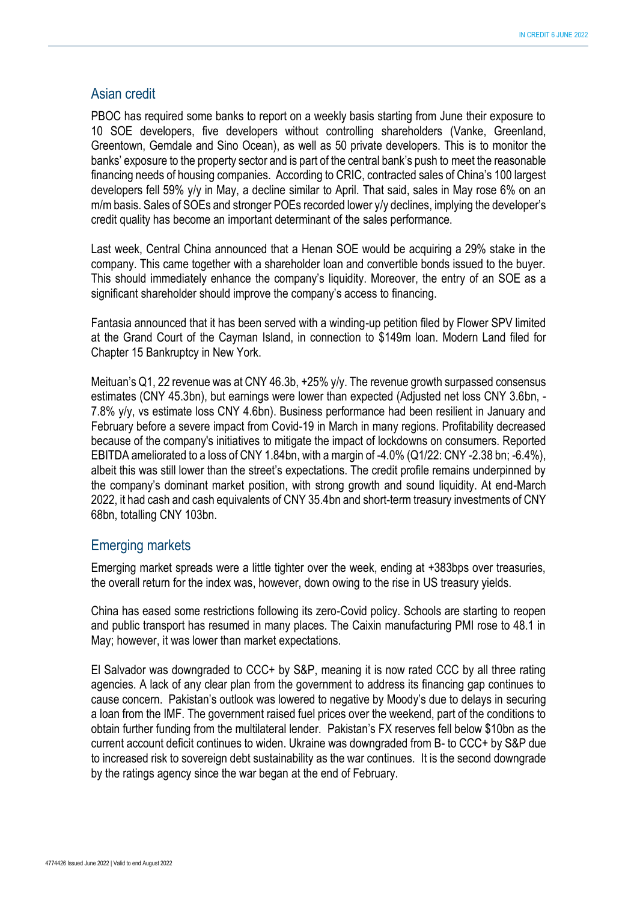## Asian credit

PBOC has required some banks to report on a weekly basis starting from June their exposure to 10 SOE developers, five developers without controlling shareholders (Vanke, Greenland, Greentown, Gemdale and Sino Ocean), as well as 50 private developers. This is to monitor the banks' exposure to the property sector and is part of the central bank's push to meet the reasonable financing needs of housing companies. According to CRIC, contracted sales of China's 100 largest developers fell 59% y/y in May, a decline similar to April. That said, sales in May rose 6% on an m/m basis. Sales of SOEs and stronger POEs recorded lower y/y declines, implying the developer's credit quality has become an important determinant of the sales performance.

Last week, Central China announced that a Henan SOE would be acquiring a 29% stake in the company. This came together with a shareholder loan and convertible bonds issued to the buyer. This should immediately enhance the company's liquidity. Moreover, the entry of an SOE as a significant shareholder should improve the company's access to financing.

Fantasia announced that it has been served with a winding-up petition filed by Flower SPV limited at the Grand Court of the Cayman Island, in connection to $149m loan. Modern Land filed for Chapter 15 Bankruptcy in New York.

Meituan's Q1, 22 revenue was at CNY 46.3b, +25% y/y. The revenue growth surpassed consensus estimates (CNY 45.3bn), but earnings were lower than expected (Adjusted net loss CNY 3.6bn, -7.8% y/y, vs estimate loss CNY 4.6bn). Business performance had been resilient in January and February before a severe impact from Covid-19 in March in many regions. Profitability decreased because of the company's initiatives to mitigate the impact of lockdowns on consumers. Reported EBITDA ameliorated to a loss of CNY 1.84bn, with a margin of -4.0% (Q1/22: CNY -2.38 bn; -6.4%), albeit this was still lower than the street's expectations. The credit profile remains underpinned by the company's dominant market position, with strong growth and sound liquidity. At end-March 2022, it had cash and cash equivalents of CNY 35.4bn and short-term treasury investments of CNY 68bn, totalling CNY 103bn.

## Emerging markets

Emerging market spreads were a little tighter over the week, ending at +383bps over treasuries, the overall return for the index was, however, down owing to the rise in US treasury yields.

China has eased some restrictions following its zero-Covid policy. Schools are starting to reopen and public transport has resumed in many places. The Caixin manufacturing PMI rose to 48.1 in May; however, it was lower than market expectations.

El Salvador was downgraded to CCC+ by S&P, meaning it is now rated CCC by all three rating agencies. A lack of any clear plan from the government to address its financing gap continues to cause concern. Pakistan's outlook was lowered to negative by Moody's due to delays in securing a loan from the IMF. The government raised fuel prices over the weekend, part of the conditions to obtain further funding from the multilateral lender. Pakistan's FX reserves fell below $10bn as the current account deficit continues to widen. Ukraine was downgraded from B- to CCC+ by S&P due to increased risk to sovereign debt sustainability as the war continues. It is the second downgrade by the ratings agency since the war began at the end of February.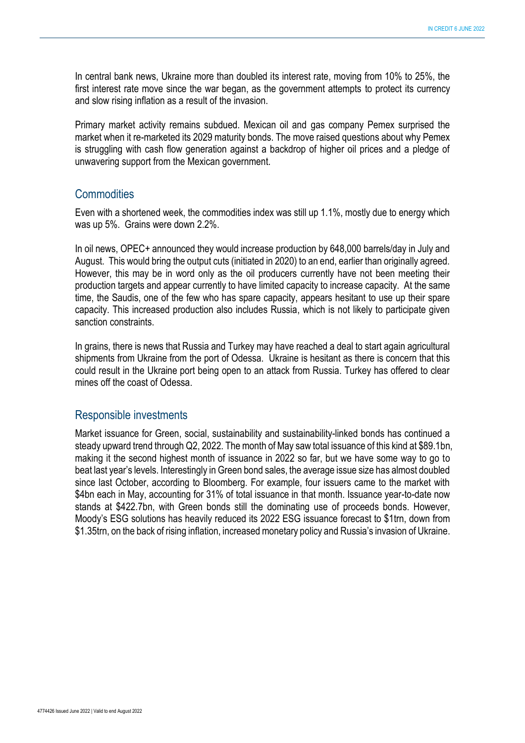In central bank news, Ukraine more than doubled its interest rate, moving from 10% to 25%, the first interest rate move since the war began, as the government attempts to protect its currency and slow rising inflation as a result of the invasion.

Primary market activity remains subdued. Mexican oil and gas company Pemex surprised the market when it re-marketed its 2029 maturity bonds. The move raised questions about why Pemex is struggling with cash flow generation against a backdrop of higher oil prices and a pledge of unwavering support from the Mexican government.

## Commodities

Even with a shortened week, the commodities index was still up 1.1%, mostly due to energy which was up 5%. Grains were down 2.2%.

In oil news, OPEC+ announced they would increase production by 648,000 barrels/day in July and August. This would bring the output cuts (initiated in 2020) to an end, earlier than originally agreed. However, this may be in word only as the oil producers currently have not been meeting their production targets and appear currently to have limited capacity to increase capacity. At the same time, the Saudis, one of the few who has spare capacity, appears hesitant to use up their spare capacity. This increased production also includes Russia, which is not likely to participate given sanction constraints.

In grains, there is news that Russia and Turkey may have reached a deal to start again agricultural shipments from Ukraine from the port of Odessa. Ukraine is hesitant as there is concern that this could result in the Ukraine port being open to an attack from Russia. Turkey has offered to clear mines off the coast of Odessa.

## Responsible investments

Market issuance for Green, social, sustainability and sustainability-linked bonds has continued a steady upward trend through Q2, 2022. The month of May saw total issuance of this kind at $89.1bn, making it the second highest month of issuance in 2022 so far, but we have some way to go to beat last year's levels. Interestingly in Green bond sales, the average issue size has almost doubled since last October, according to Bloomberg. For example, four issuers came to the market with $4bn each in May, accounting for 31% of total issuance in that month. Issuance year-to-date now stands at $422.7bn, with Green bonds still the dominating use of proceeds bonds. However, Moody's ESG solutions has heavily reduced its 2022 ESG issuance forecast to $1trn, down from $1.35trn, on the back of rising inflation, increased monetary policy and Russia's invasion of Ukraine.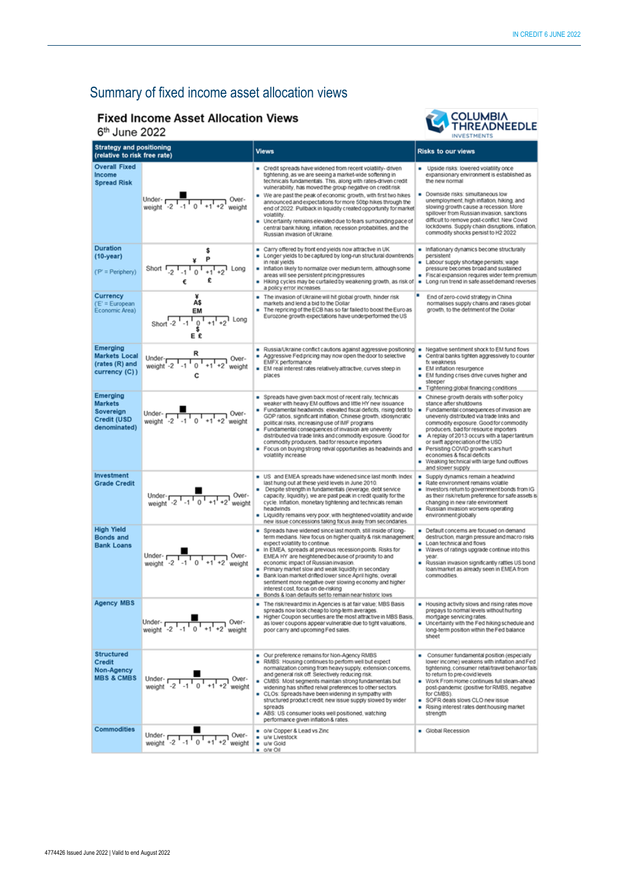# Summary of fixed income asset allocation views

## Fixed Income Asset Allocation Views

6th June 2022

| Strategy and positioning (relative to risk free rate) | | Views | Risks to our views |
|---|---|---|---|
| **Overall Fixed Income Spread Risk** | Under-weight -2 -1 0 +1 +2 Over-weight (position: -1) | ▪ Credit spreads have widened from recent volatility- driven tightening, as we are seeing a market-wide softening in technicals fundamentals. This, along with rates-driven credit vulnerability, has moved the group negative on credit risk<br>▪ We are past the peak of economic growth, with first two hikes announced and expectations for more 50bp hikes through the end of 2022. Pullback in liquidity created opportunity for market volatility.<br>▪ Uncertainty remains elevated due to fears surrounding pace of central bank hiking, inflation, recession probabilities, and the Russian invasion of Ukraine. | ▪ Upside risks: lowered volatility once expansionary environment is established as the new normal<br>▪ Downside risks: simultaneous low unemployment, high inflation, hiking, and slowing growth cause a recession. More spillover from Russian invasion, sanctions difficult to remove post-conflict. New Covid lockdowns. Supply chain disruptions, inflation, commodity shocks persist to H2 2022 |
| **Duration (10-year)** ('P' = Periphery) | Short -2 -1 0 +1 +2 Long ($, ¥, P, €, £) | ▪ Carry offered by front end yields now attractive in UK<br>▪ Longer yields to be captured by long-run structural downtrends in real yields<br>▪ Inflation likely to normalize over medium term, although some areas will see persistent pricing pressures<br>▪ Hiking cycles may be curtailed by weakening growth, as risk of a policy error increases | ▪ Inflationary dynamics become structurally persistent<br>▪ Labour supply shortage persists; wage pressure becomes broad and sustained<br>▪ Fiscal expansion requires wider term premium<br>▪ Long run trend in safe asset demand reverses |
| **Currency** ('E' = European Economic Area) | Short -2 -1 0 +1 +2 Long (¥, A$, EM, $, E, £) | ▪ The invasion of Ukraine will hit global growth, hinder risk markets and lend a bid to the Dollar<br>▪ The repricing of the ECB has so far failed to boost the Euro as Eurozone growth expectations have underperformed the US | ▪ End of zero-covid strategy in China normalises supply chains and raises global growth, to the detriment of the Dollar |
| **Emerging Markets Local (rates (R) and currency (C))** | Under-weight -2 -1 0 +1 +2 Over-weight (R, C) | ▪ Russia/Ukraine conflict cautions against aggressive positioning<br>▪ Aggressive Fed pricing may now open the door to selective EMFX performance<br>▪ EM real interest rates relatively attractive, curves steep in places | ▪ Negative sentiment shock to EM fund flows<br>▪ Central banks tighten aggressively to counter fx weakness<br>▪ EM inflation resurgence<br>▪ EM funding crises drive curves higher and steeper<br>▪ Tightening global financing conditions |
| **Emerging Markets Sovereign Credit (USD denominated)** | Under-weight -2 -1 0 +1 +2 Over-weight (position: -1) | ▪ Spreads have given back most of recent rally, technicals weaker with heavy EM outflows and little HY new issuance<br>▪ Fundamental headwinds: elevated fiscal deficits, rising debt to GDP ratios, significant inflation, Chinese growth, idiosyncratic political risks, increasing use of IMF programs<br>▪ Fundamental consequences of invasion are unevenly distributed via trade links and commodity exposure. Good for commodity producers, bad for resource importers<br>▪ Focus on buying strong relval opportunities as headwinds and volatility increase | ▪ Chinese growth derails with softer policy stance after shutdowns<br>▪ Fundamental consequences of invasion are unevenly distributed via trade links and commodity exposure. Good for commodity producers, bad for resource importers<br>▪ A replay of 2013 occurs with a taper tantrum or swift appreciation of the USD<br>▪ Persisting COVID growth scars hurt economies & fiscal deficits<br>▪ Weaking technical with large fund outflows and slower supply |
| **Investment Grade Credit** | Under-weight -2 -1 0 +1 +2 Over-weight (position: 0) | ▪ US and EMEA spreads have widened since last month. Index last hung out at these yield levels in June 2010.<br>▪ Despite strength in fundamentals (leverage, debt service capacity, liquidity), we are past peak in credit quality for the cycle. Inflation, monetary tightening and technicals remain headwinds<br>▪ Liquidity remains very poor, with heightened volatility and wide new issue concessions taking focus away from secondaries. | ▪ Supply dynamics remain a headwind<br>▪ Rate environment remains volatile<br>▪ Investors return to government bonds from IG as their risk/return preference for safe assets is changing in new rate environment<br>▪ Russian invasion worsens operating environment globally |
| **High Yield Bonds and Bank Loans** | Under-weight -2 -1 0 +1 +2 Over-weight (position: -1) | ▪ Spreads have widened since last month, still inside of long-term medians. New focus on higher quality & risk management expect volatility to continue.<br>▪ In EMEA, spreads at previous recession points. Risks for EMEA HY are heightened because of proximity to and economic impact of Russian invasion.<br>▪ Primary market slow and weak liquidity in secondary<br>▪ Bank loan market drifted lower since April highs; overall sentiment more negative over slowing economy and higher interest cost, focus on de-risking<br>▪ Bonds & loan defaults set to remain near historic lows | ▪ Default concerns are focused on demand destruction, margin pressure and macro risks<br>▪ Loan technical and flows<br>▪ Waves of ratings upgrade continue into this year.<br>▪ Russian invasion significantly rattles US bond loan/market as already seen in EMEA from commodities. |
| **Agency MBS** | Under-weight -2 -1 0 +1 +2 Over-weight (position: 0) | ▪ The risk/reward mix in Agencies is at fair value; MBS Basis spreads now look cheap to long-term averages.<br>▪ Higher Coupon securities are the most attractive in MBS Basis, as lower coupons appear vulnerable due to tight valuations, poor carry and upcoming Fed sales. | ▪ Housing activity slows and rising rates move prepays to normal levels without hurting mortgage servicing rates.<br>▪ Uncertainty with the Fed hiking schedule and long-term position within the Fed balance sheet |
| **Structured Credit Non-Agency MBS & CMBS** | Under-weight -2 -1 0 +1 +2 Over-weight (position: 0) | ▪ Our preference remains for Non-Agency RMBS<br>▪ RMBS: Housing continues to perform well but expect normalization coming from heavy supply, extension concerns, and general risk off. Selectively reducing risk.<br>▪ CMBS: Most segments maintain strong fundamentals but widening has shifted relval preferences to other sectors.<br>▪ CLOs: Spreads have been widening in sympathy with structured product credit, new issue supply slowed by wider spreads<br>▪ ABS: US consumer looks well positioned, watching performance given inflation & rates. | ▪ Consumer fundamental position (especially lower income) weakens with inflation and Fed tightening, consumer retail/travel behavior fails to return to pre-covid levels<br>▪ Work From Home continues full steam-ahead post-pandemic (positive for RMBS, negative for CMBS)<br>▪ SOFR deals slows CLO new issue<br>▪ Rising interest rates dent housing market strength |
| **Commodities** | Under-weight -2 -1 0 +1 +2 Over-weight (position: 0) | ▪ o/w Copper & Lead vs Zinc<br>▪ u/w Livestock<br>▪ u/w Gold<br>▪ o/w Oil | ▪ Global Recession |

4774426 Issued June 2022 | Valid to end August 2022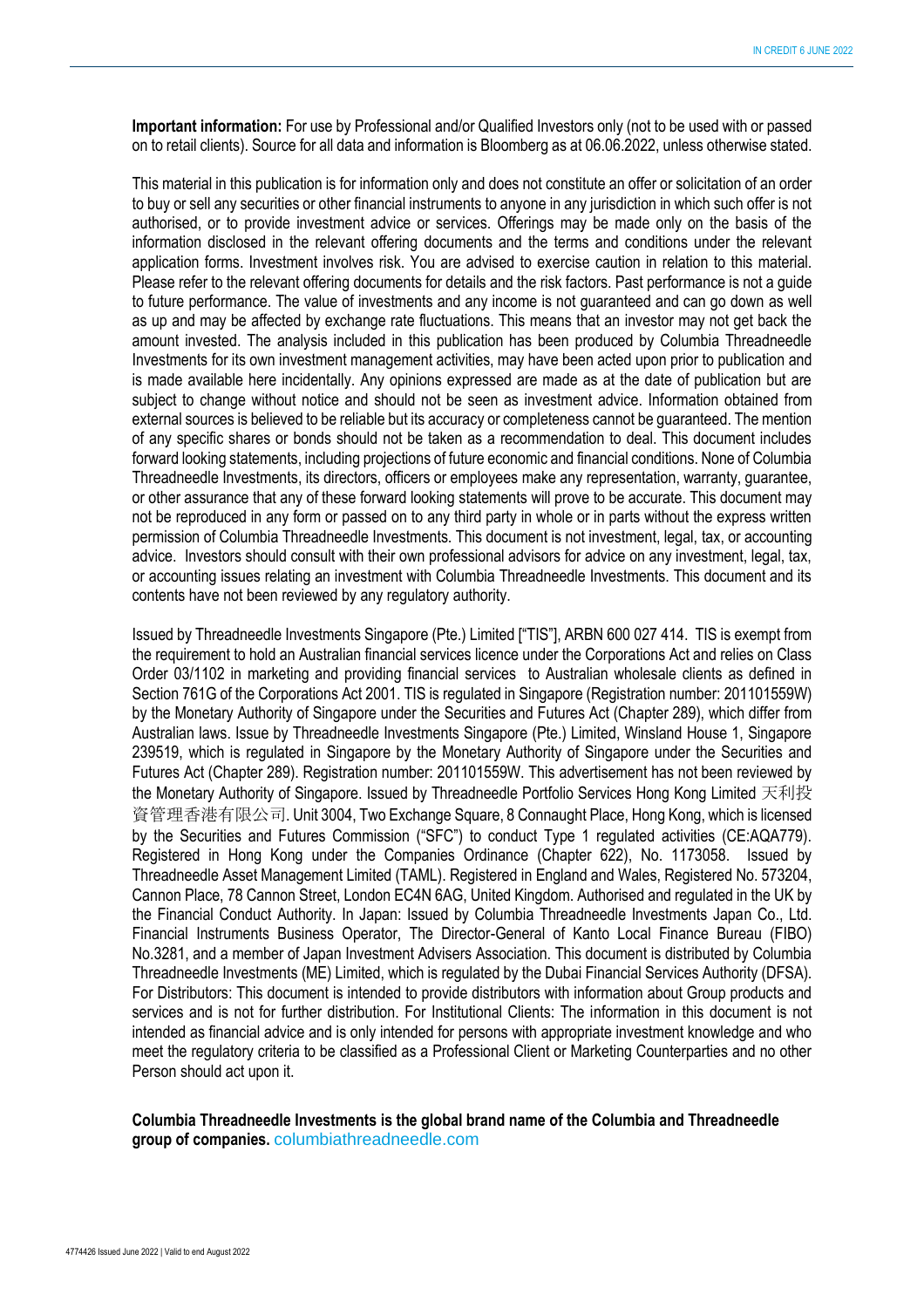**Important information:** For use by Professional and/or Qualified Investors only (not to be used with or passed on to retail clients). Source for all data and information is Bloomberg as at 06.06.2022, unless otherwise stated.

This material in this publication is for information only and does not constitute an offer or solicitation of an order to buy or sell any securities or other financial instruments to anyone in any jurisdiction in which such offer is not authorised, or to provide investment advice or services. Offerings may be made only on the basis of the information disclosed in the relevant offering documents and the terms and conditions under the relevant application forms. Investment involves risk. You are advised to exercise caution in relation to this material. Please refer to the relevant offering documents for details and the risk factors. Past performance is not a guide to future performance. The value of investments and any income is not guaranteed and can go down as well as up and may be affected by exchange rate fluctuations. This means that an investor may not get back the amount invested. The analysis included in this publication has been produced by Columbia Threadneedle Investments for its own investment management activities, may have been acted upon prior to publication and is made available here incidentally. Any opinions expressed are made as at the date of publication but are subject to change without notice and should not be seen as investment advice. Information obtained from external sources is believed to be reliable but its accuracy or completeness cannot be guaranteed. The mention of any specific shares or bonds should not be taken as a recommendation to deal. This document includes forward looking statements, including projections of future economic and financial conditions. None of Columbia Threadneedle Investments, its directors, officers or employees make any representation, warranty, guarantee, or other assurance that any of these forward looking statements will prove to be accurate. This document may not be reproduced in any form or passed on to any third party in whole or in parts without the express written permission of Columbia Threadneedle Investments. This document is not investment, legal, tax, or accounting advice. Investors should consult with their own professional advisors for advice on any investment, legal, tax, or accounting issues relating an investment with Columbia Threadneedle Investments. This document and its contents have not been reviewed by any regulatory authority.

Issued by Threadneedle Investments Singapore (Pte.) Limited ["TIS"], ARBN 600 027 414. TIS is exempt from the requirement to hold an Australian financial services licence under the Corporations Act and relies on Class Order 03/1102 in marketing and providing financial services to Australian wholesale clients as defined in Section 761G of the Corporations Act 2001. TIS is regulated in Singapore (Registration number: 201101559W) by the Monetary Authority of Singapore under the Securities and Futures Act (Chapter 289), which differ from Australian laws. Issue by Threadneedle Investments Singapore (Pte.) Limited, Winsland House 1, Singapore 239519, which is regulated in Singapore by the Monetary Authority of Singapore under the Securities and Futures Act (Chapter 289). Registration number: 201101559W. This advertisement has not been reviewed by the Monetary Authority of Singapore. Issued by Threadneedle Portfolio Services Hong Kong Limited 天利投資管理香港有限公司. Unit 3004, Two Exchange Square, 8 Connaught Place, Hong Kong, which is licensed by the Securities and Futures Commission ("SFC") to conduct Type 1 regulated activities (CE:AQA779). Registered in Hong Kong under the Companies Ordinance (Chapter 622), No. 1173058. Issued by Threadneedle Asset Management Limited (TAML). Registered in England and Wales, Registered No. 573204, Cannon Place, 78 Cannon Street, London EC4N 6AG, United Kingdom. Authorised and regulated in the UK by the Financial Conduct Authority. In Japan: Issued by Columbia Threadneedle Investments Japan Co., Ltd. Financial Instruments Business Operator, The Director-General of Kanto Local Finance Bureau (FIBO) No.3281, and a member of Japan Investment Advisers Association. This document is distributed by Columbia Threadneedle Investments (ME) Limited, which is regulated by the Dubai Financial Services Authority (DFSA). For Distributors: This document is intended to provide distributors with information about Group products and services and is not for further distribution. For Institutional Clients: The information in this document is not intended as financial advice and is only intended for persons with appropriate investment knowledge and who meet the regulatory criteria to be classified as a Professional Client or Marketing Counterparties and no other Person should act upon it.

**Columbia Threadneedle Investments is the global brand name of the Columbia and Threadneedle group of companies.** columbiathreadneedle.com

4774426 Issued June 2022 | Valid to end August 2022